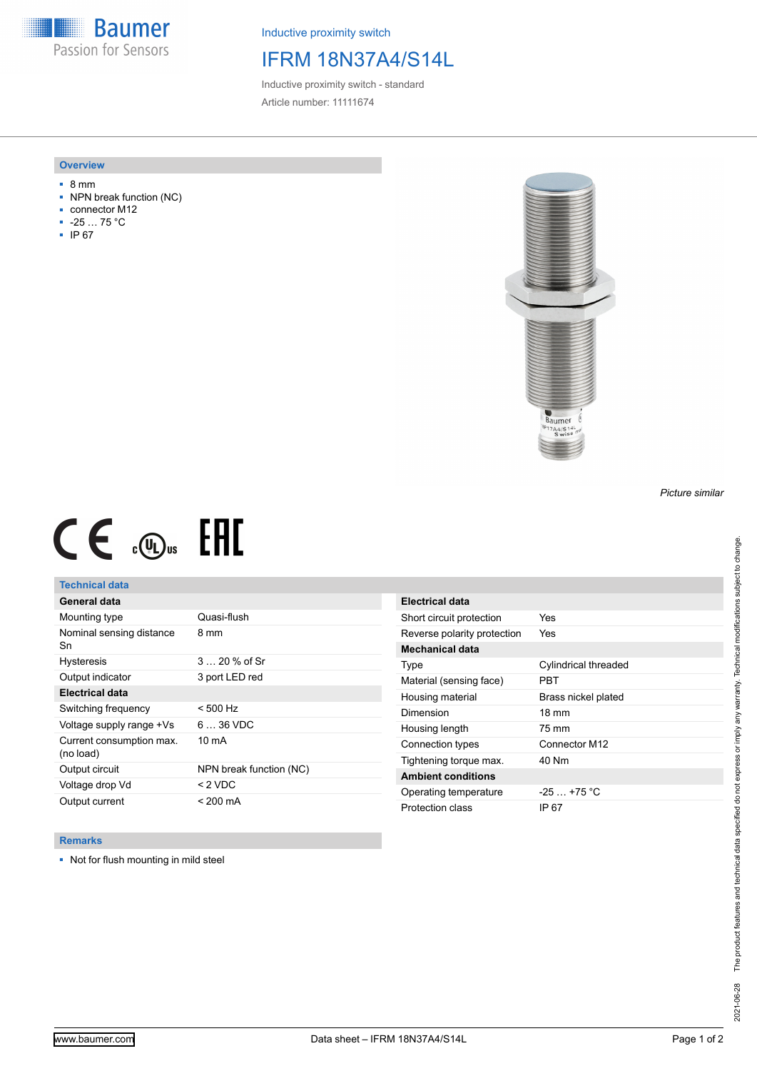Baumer
Passion for Sensors

Inductive proximity switch

# IFRM 18N37A4/S14L

Inductive proximity switch - standard

Article number: 11111674

## Overview

- 8 mm
- NPN break function (NC)
- connector M12
- -25 … 75 °C
- IP 67

*Picture similar*

## Technical data

| General data | |
|---|---|
| Mounting type | Quasi-flush |
| Nominal sensing distance Sn | 8 mm |
| Hysteresis | 3 … 20 % of Sr |
| Output indicator | 3 port LED red |
| **Electrical data** | |
| Switching frequency | < 500 Hz |
| Voltage supply range +Vs | 6 … 36 VDC |
| Current consumption max. (no load) | 10 mA |
| Output circuit | NPN break function (NC) |
| Voltage drop Vd | < 2 VDC |
| Output current | < 200 mA |

| Electrical data | |
|---|---|
| Short circuit protection | Yes |
| Reverse polarity protection | Yes |
| **Mechanical data** | |
| Type | Cylindrical threaded |
| Material (sensing face) | PBT |
| Housing material | Brass nickel plated |
| Dimension | 18 mm |
| Housing length | 75 mm |
| Connection types | Connector M12 |
| Tightening torque max. | 40 Nm |
| **Ambient conditions** | |
| Operating temperature | -25 … +75 °C |
| Protection class | IP 67 |

## Remarks

- Not for flush mounting in mild steel

2021-06-28 The product features and technical data specified do not express or imply any warranty. Technical modifications subject to change.

www.baumer.com

Data sheet – IFRM 18N37A4/S14L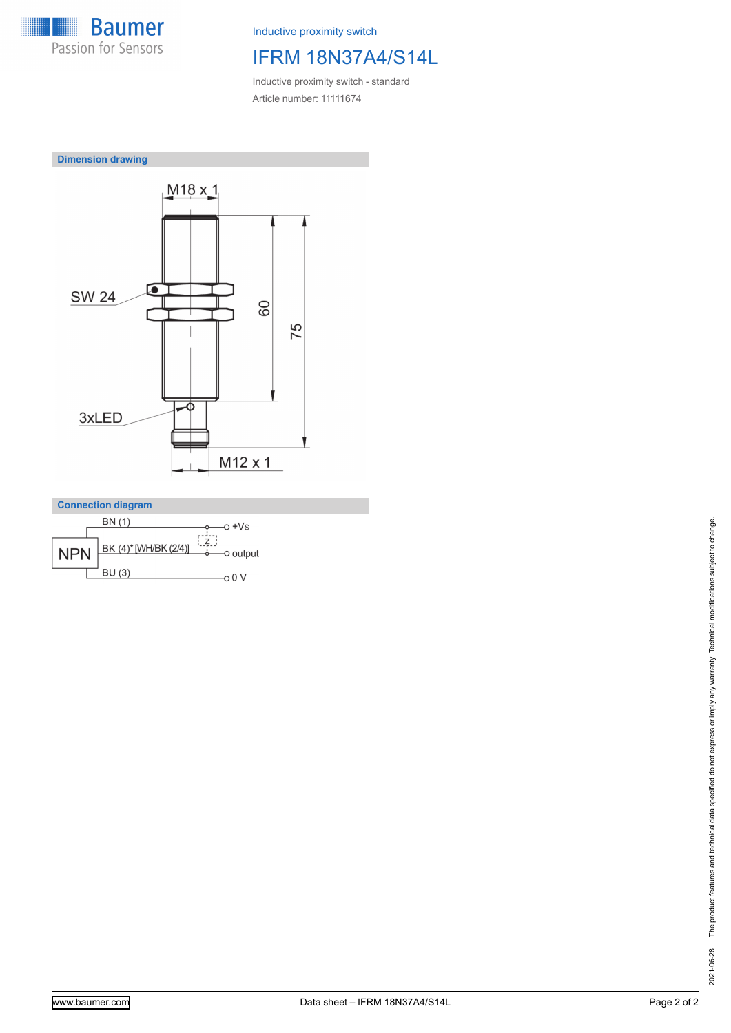Inductive proximity switch

# IFRM 18N37A4/S14L

Inductive proximity switch - standard

Article number: 11111674

## Dimension drawing

M18 x 1

SW 24

60

75

3xLED

M12 x 1

## Connection diagram

NPN

BN (1)

BK (4)* [WH/BK (2/4)]

BU (3)

Z

+Vs

output

0 V

2021-06-28 The product features and technical data specified do not express or imply any warranty. Technical modifications subject to change.

www.baumer.com

Data sheet – IFRM 18N37A4/S14L